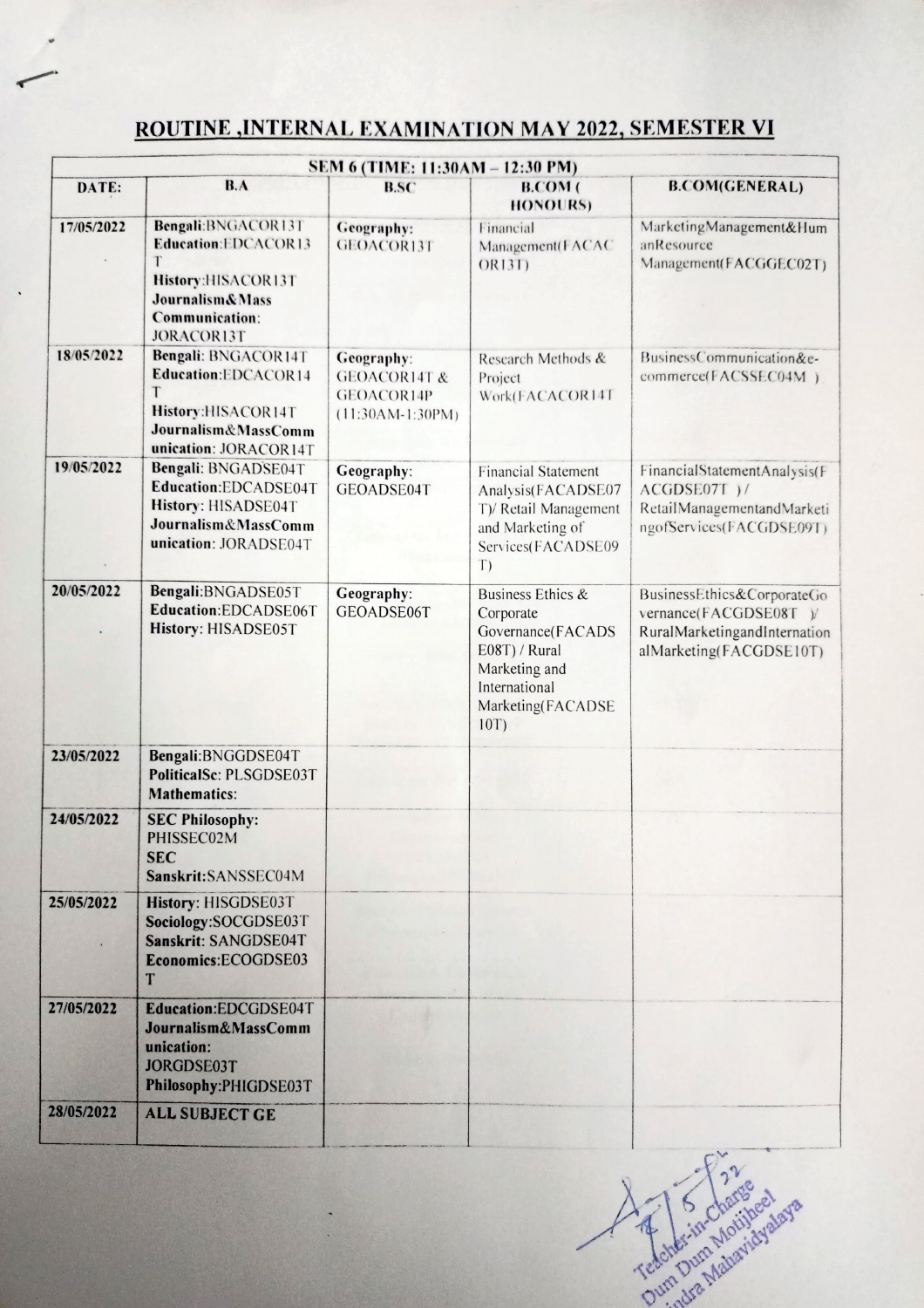# ROUTINE ,INTERNAL EXAMINATION MAY 2022, SEMESTER VI

| SEM 6 (TIME: 11:30AM – 12:30 PM) | | | | |
|---|---|---|---|---|
| **DATE:** | **B.A** | **B.SC** | **B.COM ( HONOURS)** | **B.COM(GENERAL)** |
| 17/05/2022 | **Bengali**:BNGACOR13T<br>**Education**:EDCACOR13T<br>**History**:HISACOR13T<br>**Journalism&Mass Communication**: JORACOR13T | **Geography**: GEOACOR13T | Financial Management(FACACOR13T) | MarketingManagement&HumanResource Management(FACGGEC02T) |
| 18/05/2022 | **Bengali**: BNGACOR14T<br>**Education**:EDCACOR14T<br>**History**:HISACOR14T<br>**Journalism&MassCommunication**: JORACOR14T | **Geography**: GEOACOR14T & GEOACOR14P (11:30AM-1:30PM) | Research Methods & Project Work(FACACOR14T | BusinessCommunication&e-commerce(FACSSEC04M ) |
| 19/05/2022 | **Bengali**: BNGADSE04T<br>**Education**:EDCADSE04T<br>**History**: HISADSE04T<br>**Journalism&MassCommunication**: JORADSE04T | **Geography**: GEOADSE04T | Financial Statement Analysis(FACADSE07T)/ Retail Management and Marketing of Services(FACADSE09T) | FinancialStatementAnalysis(FACGDSE07T )/ RetailManagementandMarketingofServices(FACGDSE09T) |
| 20/05/2022 | **Bengali**:BNGADSE05T<br>**Education**:EDCADSE06T<br>**History**: HISADSE05T | **Geography**: GEOADSE06T | Business Ethics & Corporate Governance(FACADSE08T) / Rural Marketing and International Marketing(FACADSE10T) | BusinessEthics&CorporateGovernance(FACGDSE08T )/ RuralMarketingandInternationalMarketing(FACGDSE10T) |
| 23/05/2022 | **Bengali**:BNGGDSE04T<br>**PoliticalSc**: PLSGDSE03T<br>**Mathematics**: | | | |
| 24/05/2022 | **SEC Philosophy**: PHISSEC02M<br>**SEC Sanskrit**:SANSSEC04M | | | |
| 25/05/2022 | **History**: HISGDSE03T<br>**Sociology**:SOCGDSE03T<br>**Sanskrit**: SANGDSE04T<br>**Economics**:ECOGDSE03T | | | |
| 27/05/2022 | **Education**:EDCGDSE04T<br>**Journalism&MassCommunication**: JORGDSE03T<br>**Philosophy**:PHIGDSE03T | | | |
| 28/05/2022 | **ALL SUBJECT GE** | | | |

4/5/22
Teacher-in-Charge
Dum Dum Motijheel
Rabindra Mahavidyalaya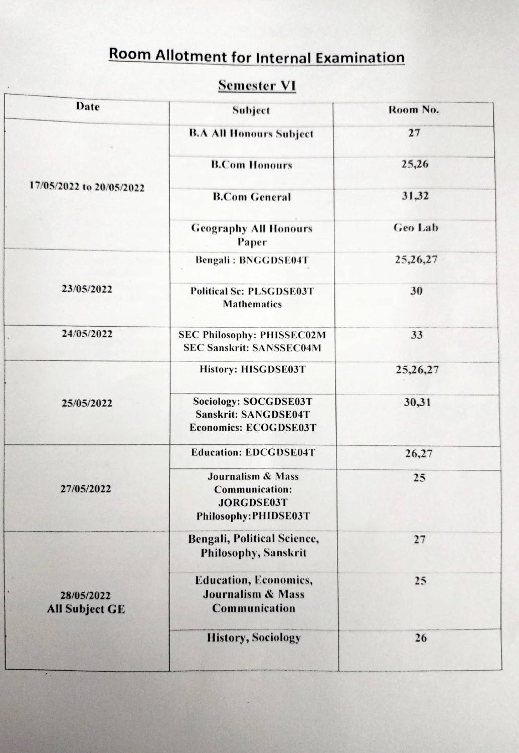# Room Allotment for Internal Examination

## Semester VI

| Date | Subject | Room No. |
|---|---|---|
| 17/05/2022 to 20/05/2022 | B.A All Honours Subject | 27 |
| | B.Com Honours | 25,26 |
| | B.Com General | 31,32 |
| | Geography All Honours Paper | Geo Lab |
| 23/05/2022 | Bengali : BNGGDSE04T | 25,26,27 |
| | Political Sc: PLSGDSE03T<br>Mathematics | 30 |
| 24/05/2022 | SEC Philosophy: PHISSEC02M<br>SEC Sanskrit: SANSSEC04M | 33 |
| 25/05/2022 | History: HISGDSE03T | 25,26,27 |
| | Sociology: SOCGDSE03T<br>Sanskrit: SANGDSE04T<br>Economics: ECOGDSE03T | 30,31 |
| 27/05/2022 | Education: EDCGDSE04T | 26,27 |
| | Journalism & Mass Communication: JORGDSE03T<br>Philosophy:PHIDSE03T | 25 |
| 28/05/2022<br>All Subject GE | Bengali, Political Science, Philosophy, Sanskrit | 27 |
| | Education, Economics, Journalism & Mass Communication | 25 |
| | History, Sociology | 26 |